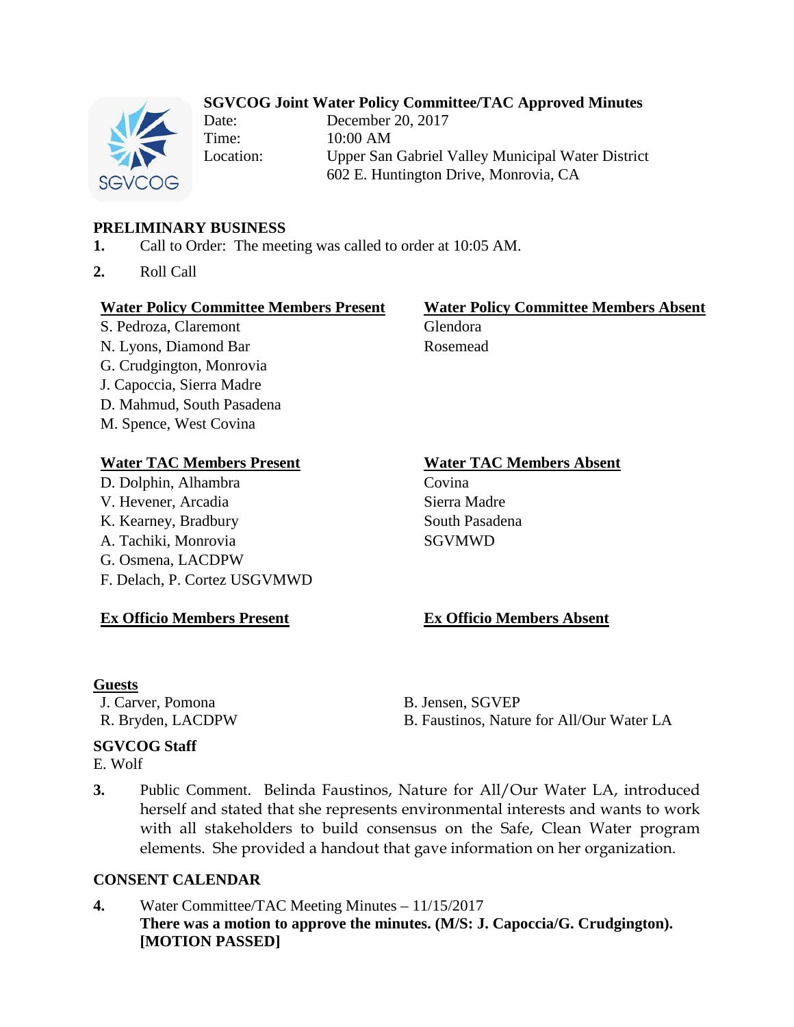# SGVCOG Joint Water Policy Committee/TAC Approved Minutes

Date: December 20, 2017
Time: 10:00 AM
Location: Upper San Gabriel Valley Municipal Water District
602 E. Huntington Drive, Monrovia, CA

## PRELIMINARY BUSINESS

**1.** Call to Order: The meeting was called to order at 10:05 AM.

**2.** Roll Call

| Water Policy Committee Members Present | Water Policy Committee Members Absent |
|---|---|
| S. Pedroza, Claremont | Glendora |
| N. Lyons, Diamond Bar | Rosemead |
| G. Crudgington, Monrovia | |
| J. Capoccia, Sierra Madre | |
| D. Mahmud, South Pasadena | |
| M. Spence, West Covina | |

| Water TAC Members Present | Water TAC Members Absent |
|---|---|
| D. Dolphin, Alhambra | Covina |
| V. Hevener, Arcadia | Sierra Madre |
| K. Kearney, Bradbury | South Pasadena |
| A. Tachiki, Monrovia | SGVMWD |
| G. Osmena, LACDPW | |
| F. Delach, P. Cortez USGVMWD | |

| Ex Officio Members Present | Ex Officio Members Absent |
|---|---|
| | |

**Guests**

J. Carver, Pomona
R. Bryden, LACDPW
B. Jensen, SGVEP
B. Faustinos, Nature for All/Our Water LA

**SGVCOG Staff**

E. Wolf

**3.** Public Comment. Belinda Faustinos, Nature for All/Our Water LA, introduced herself and stated that she represents environmental interests and wants to work with all stakeholders to build consensus on the Safe, Clean Water program elements. She provided a handout that gave information on her organization.

## CONSENT CALENDAR

**4.** Water Committee/TAC Meeting Minutes – 11/15/2017
**There was a motion to approve the minutes. (M/S: J. Capoccia/G. Crudgington). [MOTION PASSED]**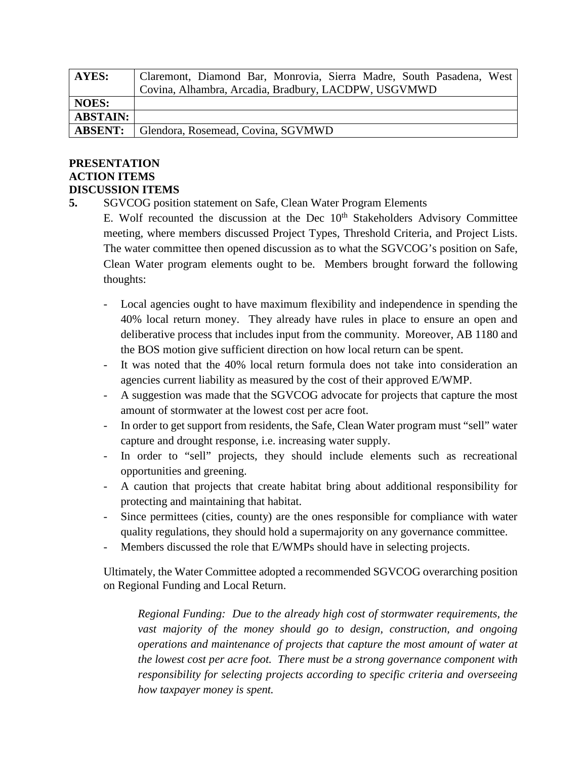| AYES: | Claremont, Diamond Bar, Monrovia, Sierra Madre, South Pasadena, West Covina, Alhambra, Arcadia, Bradbury, LACDPW, USGVMWD |
| --- | --- |
| NOES: | |
| ABSTAIN: | |
| ABSENT: | Glendora, Rosemead, Covina, SGVMWD |

**PRESENTATION**
**ACTION ITEMS**
**DISCUSSION ITEMS**

**5.** SGVCOG position statement on Safe, Clean Water Program Elements

E. Wolf recounted the discussion at the Dec 10th Stakeholders Advisory Committee meeting, where members discussed Project Types, Threshold Criteria, and Project Lists. The water committee then opened discussion as to what the SGVCOG's position on Safe, Clean Water program elements ought to be. Members brought forward the following thoughts:

- Local agencies ought to have maximum flexibility and independence in spending the 40% local return money. They already have rules in place to ensure an open and deliberative process that includes input from the community. Moreover, AB 1180 and the BOS motion give sufficient direction on how local return can be spent.
- It was noted that the 40% local return formula does not take into consideration an agencies current liability as measured by the cost of their approved E/WMP.
- A suggestion was made that the SGVCOG advocate for projects that capture the most amount of stormwater at the lowest cost per acre foot.
- In order to get support from residents, the Safe, Clean Water program must "sell" water capture and drought response, i.e. increasing water supply.
- In order to "sell" projects, they should include elements such as recreational opportunities and greening.
- A caution that projects that create habitat bring about additional responsibility for protecting and maintaining that habitat.
- Since permittees (cities, county) are the ones responsible for compliance with water quality regulations, they should hold a supermajority on any governance committee.
- Members discussed the role that E/WMPs should have in selecting projects.

Ultimately, the Water Committee adopted a recommended SGVCOG overarching position on Regional Funding and Local Return.

*Regional Funding: Due to the already high cost of stormwater requirements, the vast majority of the money should go to design, construction, and ongoing operations and maintenance of projects that capture the most amount of water at the lowest cost per acre foot. There must be a strong governance component with responsibility for selecting projects according to specific criteria and overseeing how taxpayer money is spent.*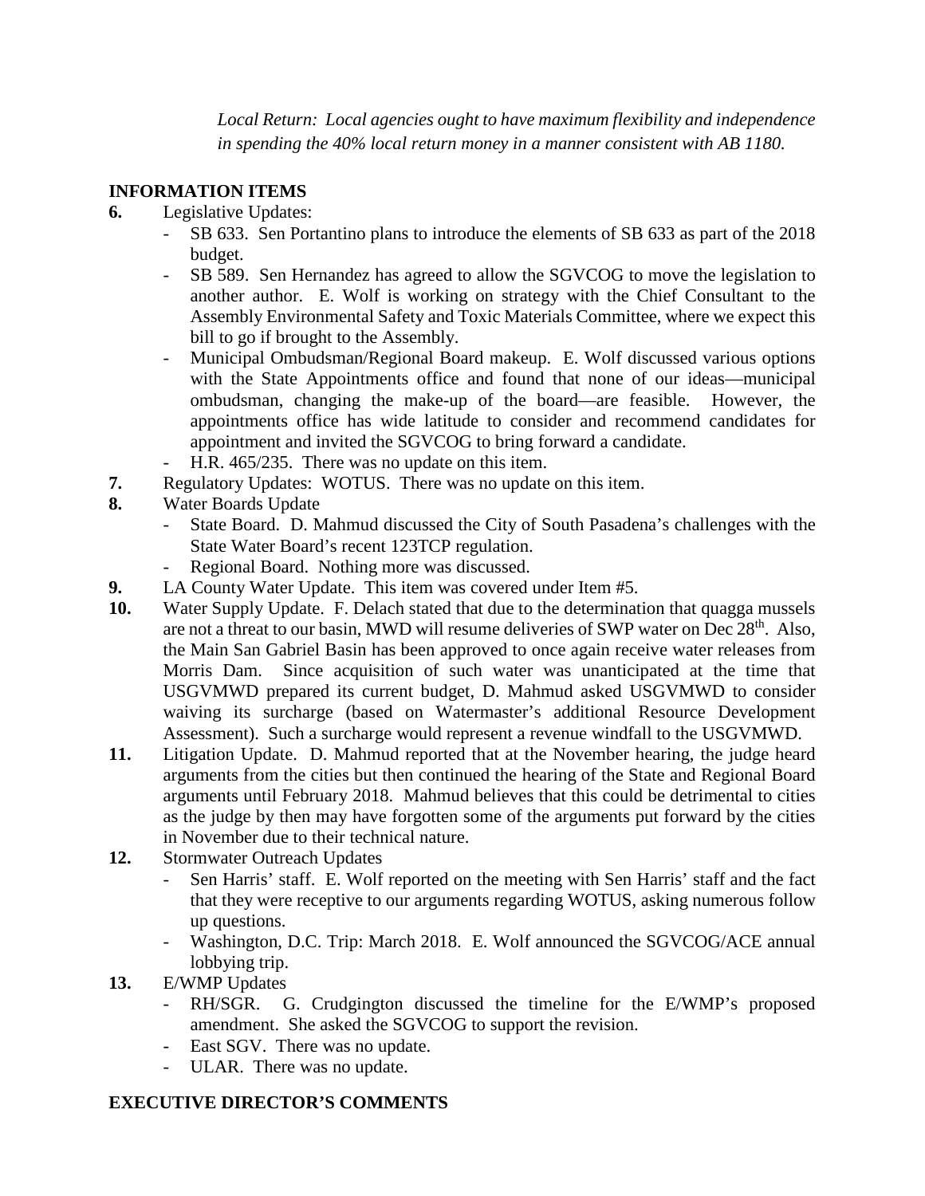*Local Return: Local agencies ought to have maximum flexibility and independence in spending the 40% local return money in a manner consistent with AB 1180.*

**INFORMATION ITEMS**

**6.** Legislative Updates:
- SB 633. Sen Portantino plans to introduce the elements of SB 633 as part of the 2018 budget.
- SB 589. Sen Hernandez has agreed to allow the SGVCOG to move the legislation to another author. E. Wolf is working on strategy with the Chief Consultant to the Assembly Environmental Safety and Toxic Materials Committee, where we expect this bill to go if brought to the Assembly.
- Municipal Ombudsman/Regional Board makeup. E. Wolf discussed various options with the State Appointments office and found that none of our ideas—municipal ombudsman, changing the make-up of the board—are feasible. However, the appointments office has wide latitude to consider and recommend candidates for appointment and invited the SGVCOG to bring forward a candidate.
- H.R. 465/235. There was no update on this item.

**7.** Regulatory Updates: WOTUS. There was no update on this item.

**8.** Water Boards Update
- State Board. D. Mahmud discussed the City of South Pasadena's challenges with the State Water Board's recent 123TCP regulation.
- Regional Board. Nothing more was discussed.

**9.** LA County Water Update. This item was covered under Item #5.

**10.** Water Supply Update. F. Delach stated that due to the determination that quagga mussels are not a threat to our basin, MWD will resume deliveries of SWP water on Dec 28th. Also, the Main San Gabriel Basin has been approved to once again receive water releases from Morris Dam. Since acquisition of such water was unanticipated at the time that USGVMWD prepared its current budget, D. Mahmud asked USGVMWD to consider waiving its surcharge (based on Watermaster's additional Resource Development Assessment). Such a surcharge would represent a revenue windfall to the USGVMWD.

**11.** Litigation Update. D. Mahmud reported that at the November hearing, the judge heard arguments from the cities but then continued the hearing of the State and Regional Board arguments until February 2018. Mahmud believes that this could be detrimental to cities as the judge by then may have forgotten some of the arguments put forward by the cities in November due to their technical nature.

**12.** Stormwater Outreach Updates
- Sen Harris' staff. E. Wolf reported on the meeting with Sen Harris' staff and the fact that they were receptive to our arguments regarding WOTUS, asking numerous follow up questions.
- Washington, D.C. Trip: March 2018. E. Wolf announced the SGVCOG/ACE annual lobbying trip.

**13.** E/WMP Updates
- RH/SGR. G. Crudgington discussed the timeline for the E/WMP's proposed amendment. She asked the SGVCOG to support the revision.
- East SGV. There was no update.
- ULAR. There was no update.

**EXECUTIVE DIRECTOR'S COMMENTS**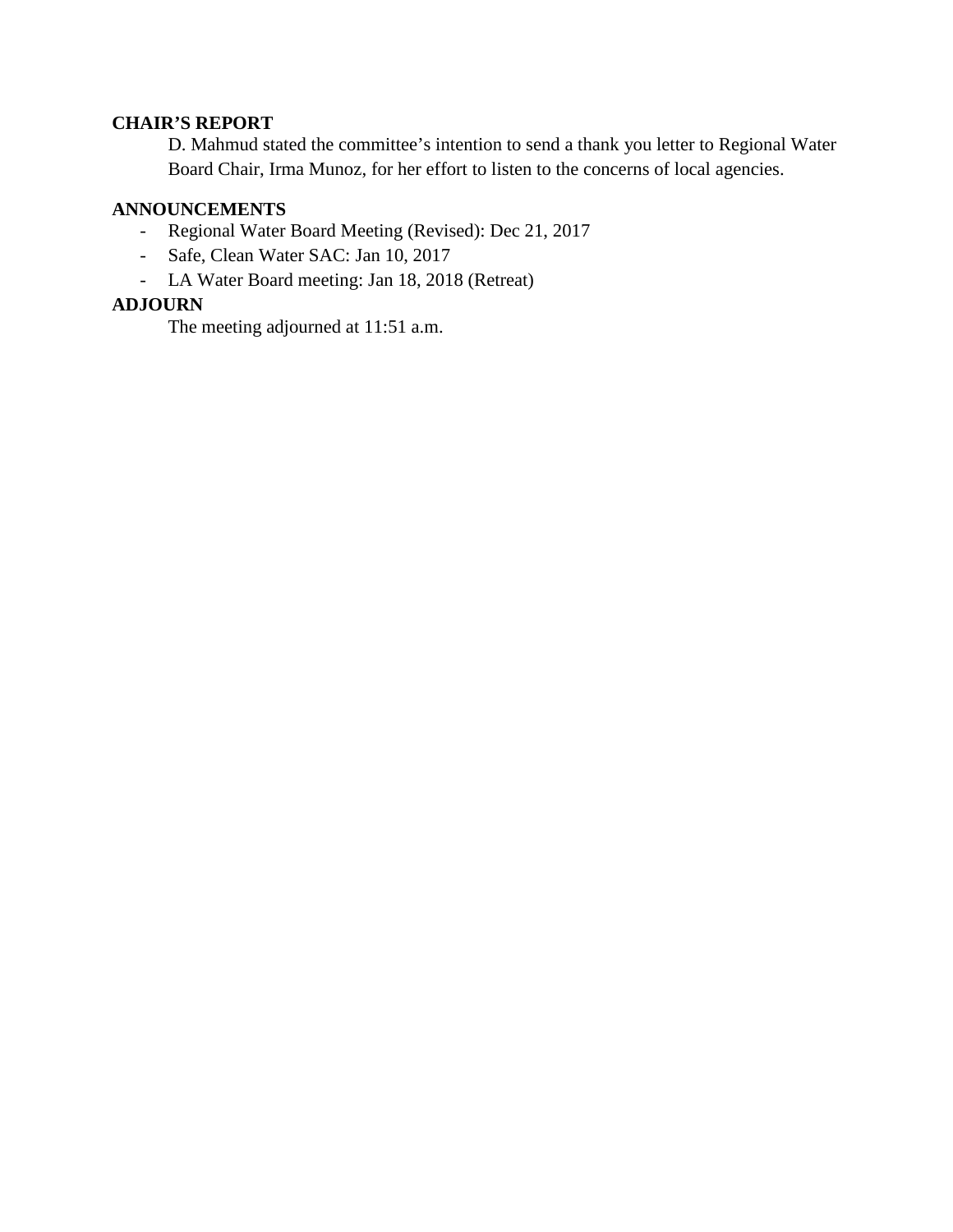**CHAIR'S REPORT**

D. Mahmud stated the committee's intention to send a thank you letter to Regional Water Board Chair, Irma Munoz, for her effort to listen to the concerns of local agencies.

**ANNOUNCEMENTS**

- Regional Water Board Meeting (Revised): Dec 21, 2017
- Safe, Clean Water SAC: Jan 10, 2017
- LA Water Board meeting: Jan 18, 2018 (Retreat)

**ADJOURN**

The meeting adjourned at 11:51 a.m.